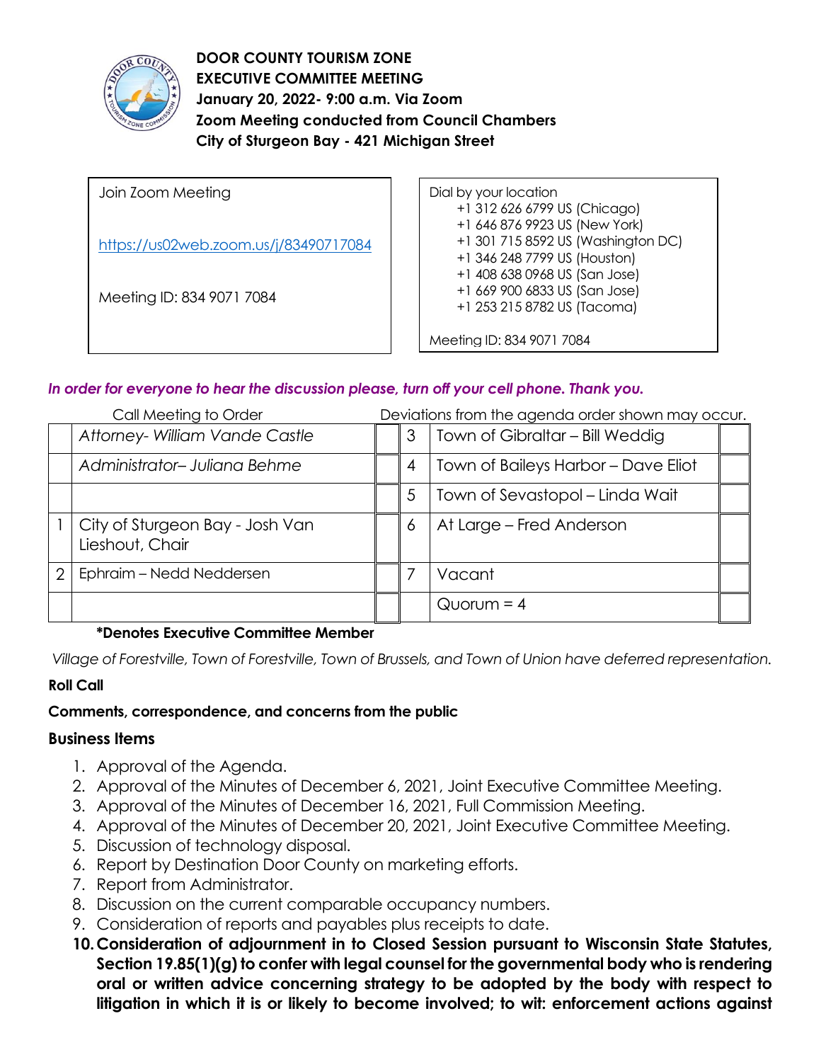**DOOR COUNTY TOURISM ZONE**
**EXECUTIVE COMMITTEE MEETING**
**January 20, 2022- 9:00 a.m. Via Zoom**
**Zoom Meeting conducted from Council Chambers**
**City of Sturgeon Bay - 421 Michigan Street**

| Join Zoom Meeting<br><br>https://us02web.zoom.us/j/83490717084<br><br>Meeting ID: 834 9071 7084 | Dial by your location<br>+1 312 626 6799 US (Chicago)<br>+1 646 876 9923 US (New York)<br>+1 301 715 8592 US (Washington DC)<br>+1 346 248 7799 US (Houston)<br>+1 408 638 0968 US (San Jose)<br>+1 669 900 6833 US (San Jose)<br>+1 253 215 8782 US (Tacoma)<br><br>Meeting ID: 834 9071 7084 |
|---|---|

***In order for everyone to hear the discussion please, turn off your cell phone. Thank you.***

Call Meeting to Order — Deviations from the agenda order shown may occur.

| | | | | | |
|---|---|---|---|---|---|
| | *Attorney- William Vande Castle* | | 3 | Town of Gibraltar – Bill Weddig | |
| | *Administrator– Juliana Behme* | | 4 | Town of Baileys Harbor – Dave Eliot | |
| | | | 5 | Town of Sevastopol – Linda Wait | |
| 1 | City of Sturgeon Bay - Josh Van Lieshout, Chair | | 6 | At Large – Fred Anderson | |
| 2 | Ephraim – Nedd Neddersen | | 7 | Vacant | |
| | | | | Quorum = 4 | |

**\*Denotes Executive Committee Member**

*Village of Forestville, Town of Forestville, Town of Brussels, and Town of Union have deferred representation.*

**Roll Call**

**Comments, correspondence, and concerns from the public**

## Business Items

1. Approval of the Agenda.
2. Approval of the Minutes of December 6, 2021, Joint Executive Committee Meeting.
3. Approval of the Minutes of December 16, 2021, Full Commission Meeting.
4. Approval of the Minutes of December 20, 2021, Joint Executive Committee Meeting.
5. Discussion of technology disposal.
6. Report by Destination Door County on marketing efforts.
7. Report from Administrator.
8. Discussion on the current comparable occupancy numbers.
9. Consideration of reports and payables plus receipts to date.
10. **Consideration of adjournment in to Closed Session pursuant to Wisconsin State Statutes, Section 19.85(1)(g) to confer with legal counsel for the governmental body who is rendering oral or written advice concerning strategy to be adopted by the body with respect to litigation in which it is or likely to become involved; to wit: enforcement actions against**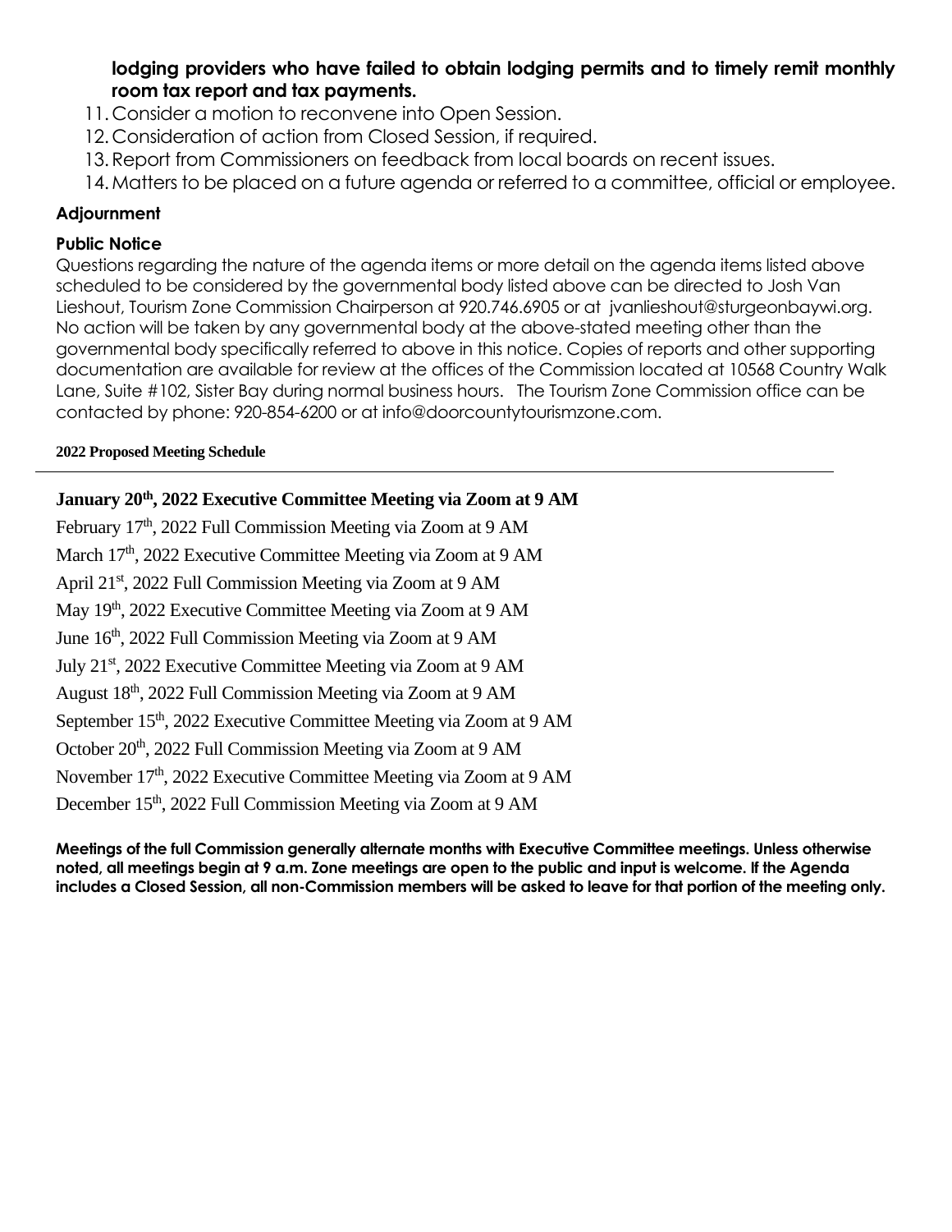**lodging providers who have failed to obtain lodging permits and to timely remit monthly room tax report and tax payments.**

11. Consider a motion to reconvene into Open Session.
12. Consideration of action from Closed Session, if required.
13. Report from Commissioners on feedback from local boards on recent issues.
14. Matters to be placed on a future agenda or referred to a committee, official or employee.

**Adjournment**

**Public Notice**

Questions regarding the nature of the agenda items or more detail on the agenda items listed above scheduled to be considered by the governmental body listed above can be directed to Josh Van Lieshout, Tourism Zone Commission Chairperson at 920.746.6905 or at jvanlieshout@sturgeonbaywi.org. No action will be taken by any governmental body at the above-stated meeting other than the governmental body specifically referred to above in this notice. Copies of reports and other supporting documentation are available for review at the offices of the Commission located at 10568 Country Walk Lane, Suite #102, Sister Bay during normal business hours. The Tourism Zone Commission office can be contacted by phone: 920-854-6200 or at info@doorcountytourismzone.com.

**2022 Proposed Meeting Schedule**

---

**January 20th, 2022 Executive Committee Meeting via Zoom at 9 AM**

February 17th, 2022 Full Commission Meeting via Zoom at 9 AM

March 17th, 2022 Executive Committee Meeting via Zoom at 9 AM

April 21st, 2022 Full Commission Meeting via Zoom at 9 AM

May 19th, 2022 Executive Committee Meeting via Zoom at 9 AM

June 16th, 2022 Full Commission Meeting via Zoom at 9 AM

July 21st, 2022 Executive Committee Meeting via Zoom at 9 AM

August 18th, 2022 Full Commission Meeting via Zoom at 9 AM

September 15th, 2022 Executive Committee Meeting via Zoom at 9 AM

October 20th, 2022 Full Commission Meeting via Zoom at 9 AM

November 17th, 2022 Executive Committee Meeting via Zoom at 9 AM

December 15th, 2022 Full Commission Meeting via Zoom at 9 AM

**Meetings of the full Commission generally alternate months with Executive Committee meetings. Unless otherwise noted, all meetings begin at 9 a.m. Zone meetings are open to the public and input is welcome. If the Agenda includes a Closed Session, all non-Commission members will be asked to leave for that portion of the meeting only.**